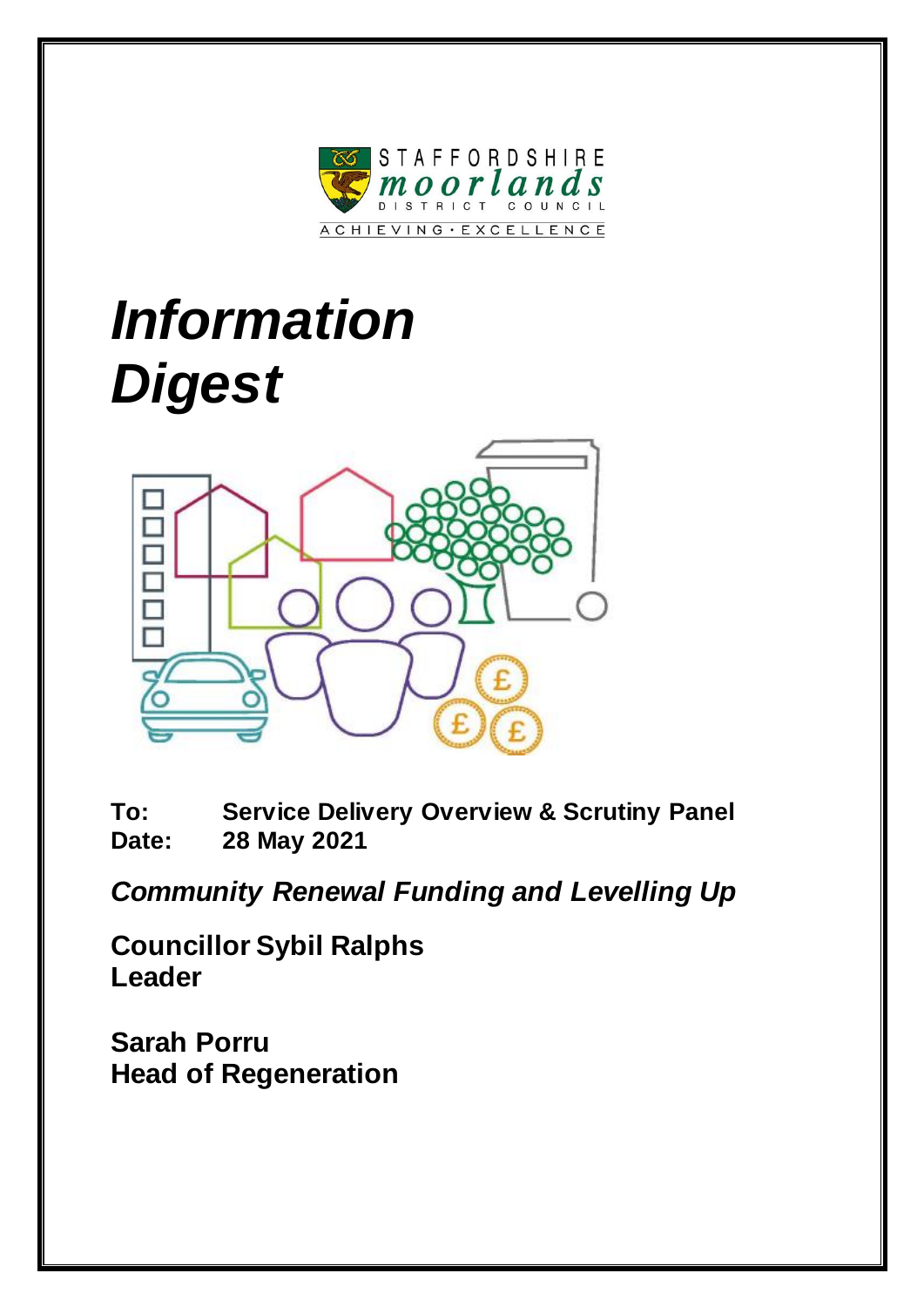STAFFORDSHIRE
moorlands
DISTRICT COUNCIL
ACHIEVING · EXCELLENCE

# *Information Digest*

**To:** **Service Delivery Overview & Scrutiny Panel**
**Date:** **28 May 2021**

***Community Renewal Funding and Levelling Up***

**Councillor Sybil Ralphs**
**Leader**

**Sarah Porru**
**Head of Regeneration**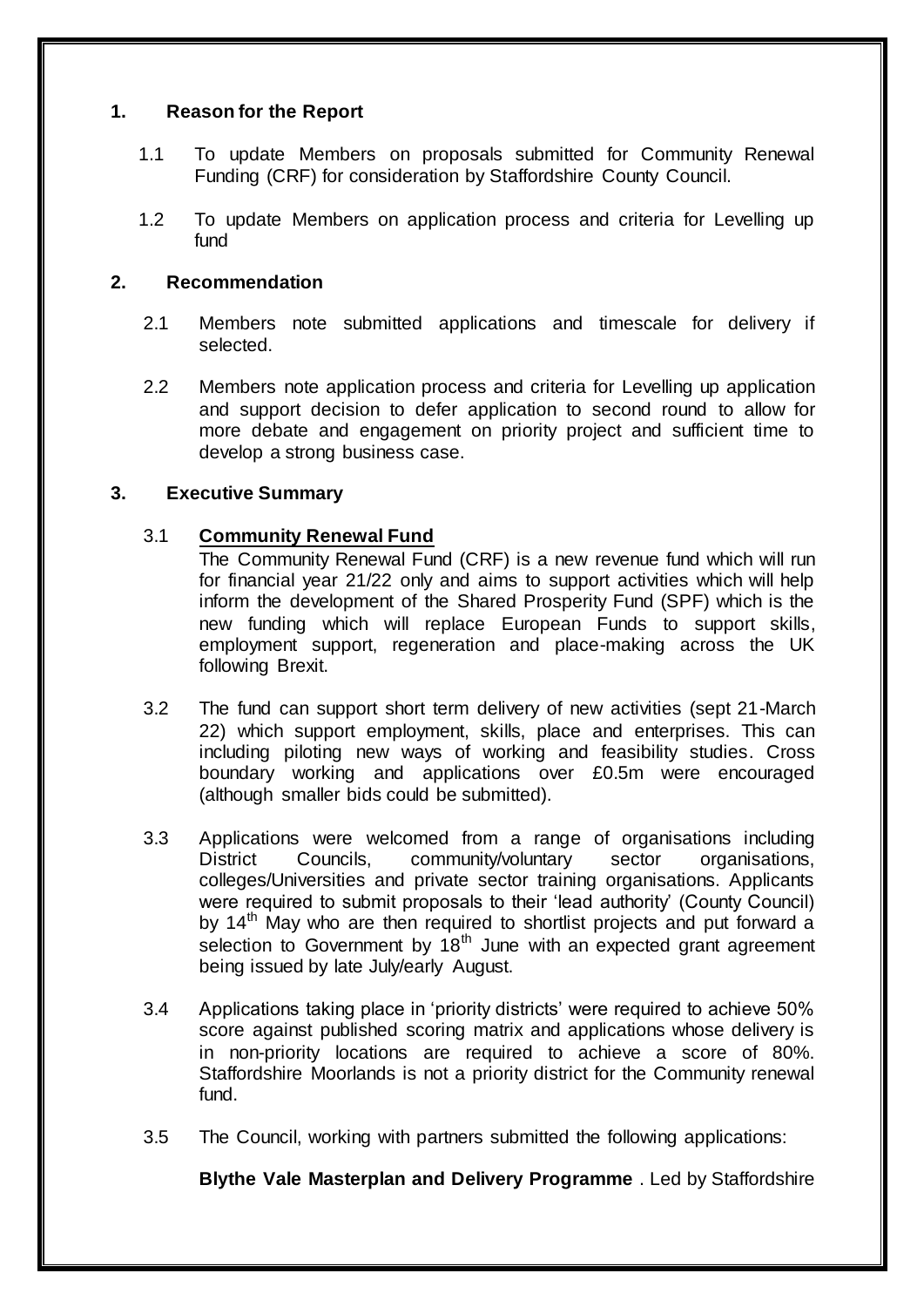## 1. Reason for the Report

1.1 To update Members on proposals submitted for Community Renewal Funding (CRF) for consideration by Staffordshire County Council.

1.2 To update Members on application process and criteria for Levelling up fund

## 2. Recommendation

2.1 Members note submitted applications and timescale for delivery if selected.

2.2 Members note application process and criteria for Levelling up application and support decision to defer application to second round to allow for more debate and engagement on priority project and sufficient time to develop a strong business case.

## 3. Executive Summary

3.1 **Community Renewal Fund**

The Community Renewal Fund (CRF) is a new revenue fund which will run for financial year 21/22 only and aims to support activities which will help inform the development of the Shared Prosperity Fund (SPF) which is the new funding which will replace European Funds to support skills, employment support, regeneration and place-making across the UK following Brexit.

3.2 The fund can support short term delivery of new activities (sept 21-March 22) which support employment, skills, place and enterprises. This can including piloting new ways of working and feasibility studies. Cross boundary working and applications over £0.5m were encouraged (although smaller bids could be submitted).

3.3 Applications were welcomed from a range of organisations including District Councils, community/voluntary sector organisations, colleges/Universities and private sector training organisations. Applicants were required to submit proposals to their 'lead authority' (County Council) by 14th May who are then required to shortlist projects and put forward a selection to Government by 18th June with an expected grant agreement being issued by late July/early August.

3.4 Applications taking place in 'priority districts' were required to achieve 50% score against published scoring matrix and applications whose delivery is in non-priority locations are required to achieve a score of 80%. Staffordshire Moorlands is not a priority district for the Community renewal fund.

3.5 The Council, working with partners submitted the following applications:

**Blythe Vale Masterplan and Delivery Programme** . Led by Staffordshire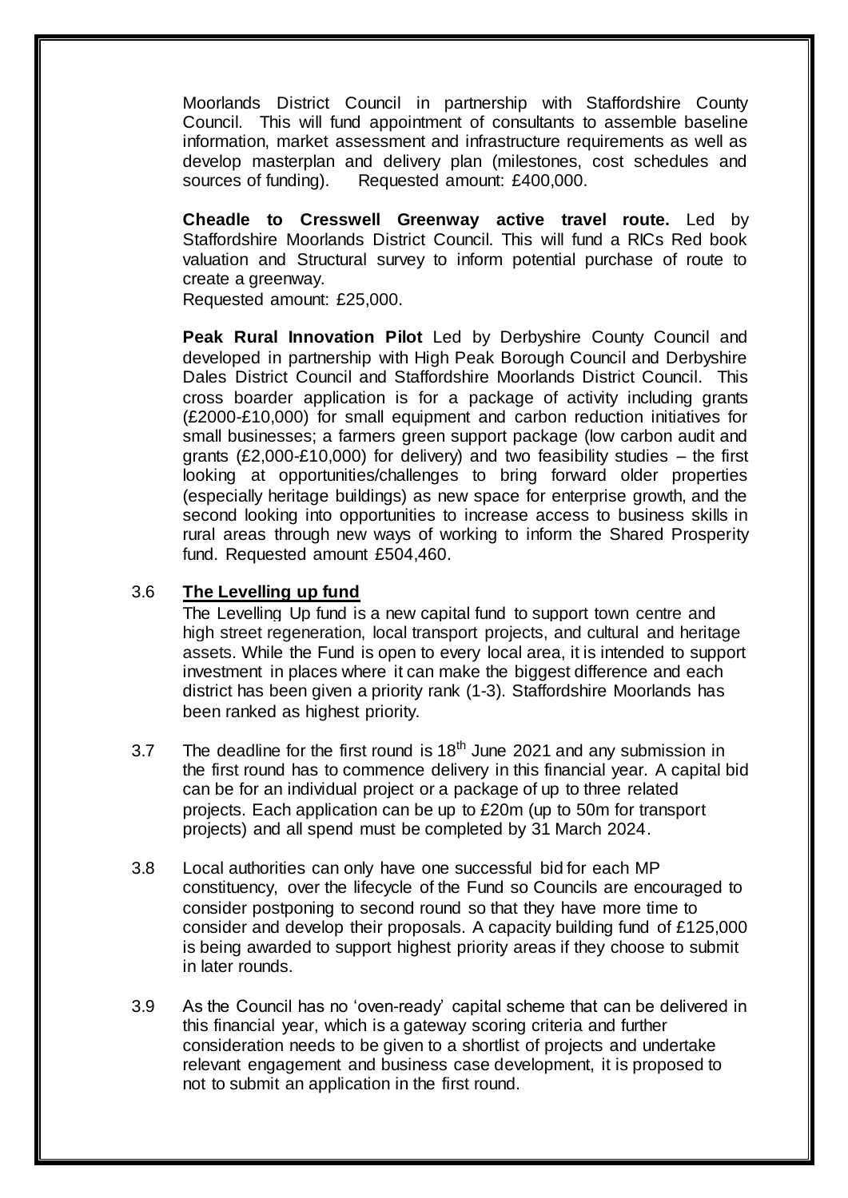Moorlands District Council in partnership with Staffordshire County Council. This will fund appointment of consultants to assemble baseline information, market assessment and infrastructure requirements as well as develop masterplan and delivery plan (milestones, cost schedules and sources of funding). Requested amount: £400,000.

**Cheadle to Cresswell Greenway active travel route.** Led by Staffordshire Moorlands District Council. This will fund a RICs Red book valuation and Structural survey to inform potential purchase of route to create a greenway.
Requested amount: £25,000.

**Peak Rural Innovation Pilot** Led by Derbyshire County Council and developed in partnership with High Peak Borough Council and Derbyshire Dales District Council and Staffordshire Moorlands District Council. This cross boarder application is for a package of activity including grants (£2000-£10,000) for small equipment and carbon reduction initiatives for small businesses; a farmers green support package (low carbon audit and grants (£2,000-£10,000) for delivery) and two feasibility studies – the first looking at opportunities/challenges to bring forward older properties (especially heritage buildings) as new space for enterprise growth, and the second looking into opportunities to increase access to business skills in rural areas through new ways of working to inform the Shared Prosperity fund. Requested amount £504,460.

3.6 **The Levelling up fund**
The Levelling Up fund is a new capital fund to support town centre and high street regeneration, local transport projects, and cultural and heritage assets. While the Fund is open to every local area, it is intended to support investment in places where it can make the biggest difference and each district has been given a priority rank (1-3). Staffordshire Moorlands has been ranked as highest priority.

3.7 The deadline for the first round is 18th June 2021 and any submission in the first round has to commence delivery in this financial year. A capital bid can be for an individual project or a package of up to three related projects. Each application can be up to £20m (up to 50m for transport projects) and all spend must be completed by 31 March 2024.

3.8 Local authorities can only have one successful bid for each MP constituency, over the lifecycle of the Fund so Councils are encouraged to consider postponing to second round so that they have more time to consider and develop their proposals. A capacity building fund of £125,000 is being awarded to support highest priority areas if they choose to submit in later rounds.

3.9 As the Council has no 'oven-ready' capital scheme that can be delivered in this financial year, which is a gateway scoring criteria and further consideration needs to be given to a shortlist of projects and undertake relevant engagement and business case development, it is proposed to not to submit an application in the first round.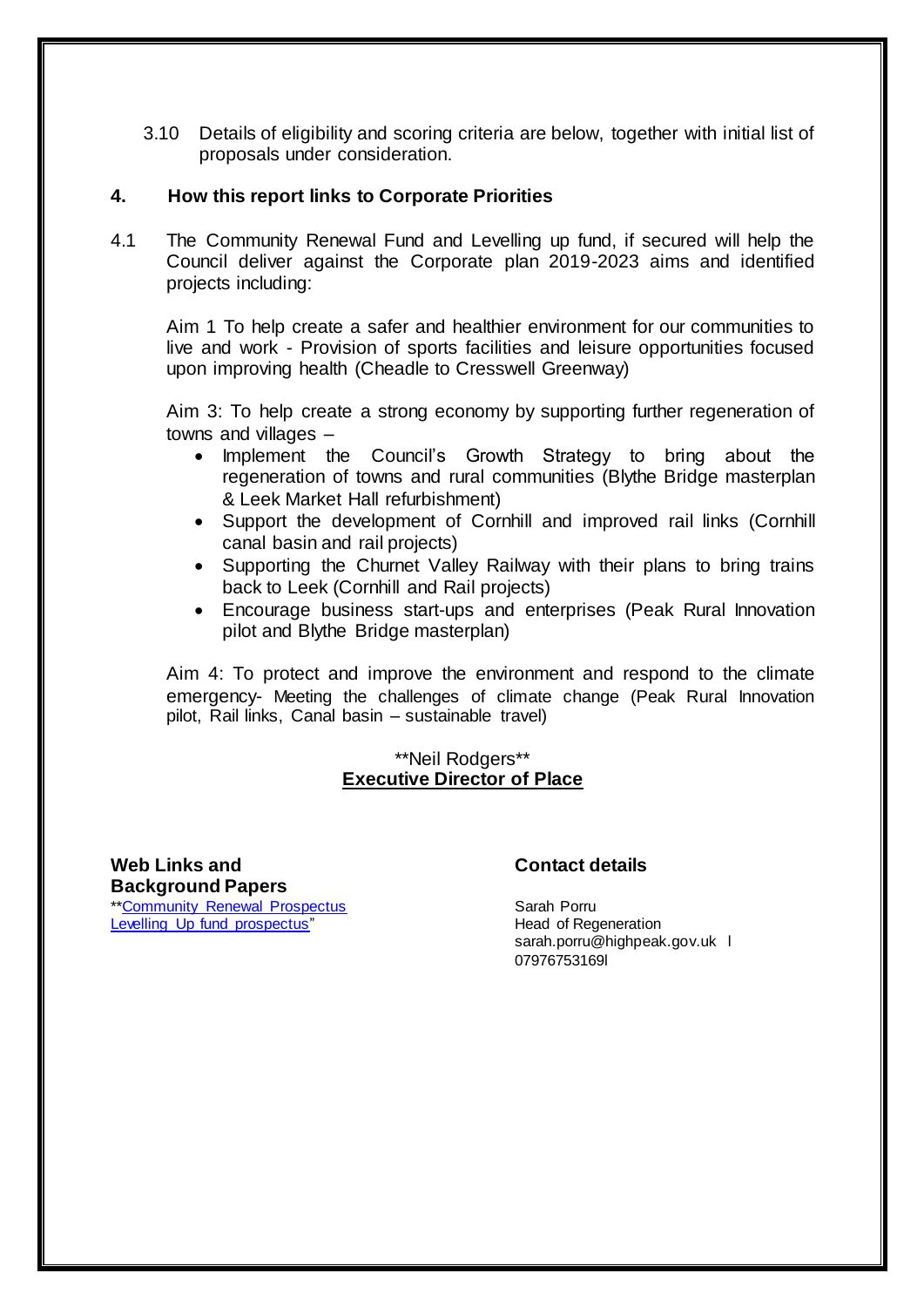3.10 Details of eligibility and scoring criteria are below, together with initial list of proposals under consideration.

## 4. How this report links to Corporate Priorities

4.1 The Community Renewal Fund and Levelling up fund, if secured will help the Council deliver against the Corporate plan 2019-2023 aims and identified projects including:

Aim 1 To help create a safer and healthier environment for our communities to live and work - Provision of sports facilities and leisure opportunities focused upon improving health (Cheadle to Cresswell Greenway)

Aim 3: To help create a strong economy by supporting further regeneration of towns and villages –

- Implement the Council's Growth Strategy to bring about the regeneration of towns and rural communities (Blythe Bridge masterplan & Leek Market Hall refurbishment)
- Support the development of Cornhill and improved rail links (Cornhill canal basin and rail projects)
- Supporting the Churnet Valley Railway with their plans to bring trains back to Leek (Cornhill and Rail projects)
- Encourage business start-ups and enterprises (Peak Rural Innovation pilot and Blythe Bridge masterplan)

Aim 4: To protect and improve the environment and respond to the climate emergency- Meeting the challenges of climate change (Peak Rural Innovation pilot, Rail links, Canal basin – sustainable travel)

**Neil Rodgers**
**Executive Director of Place**

**Web Links and Background Papers**

**Community Renewal Prospectus
Levelling Up fund prospectus"

**Contact details**

Sarah Porru
Head of Regeneration
sarah.porru@highpeak.gov.uk l
07976753169l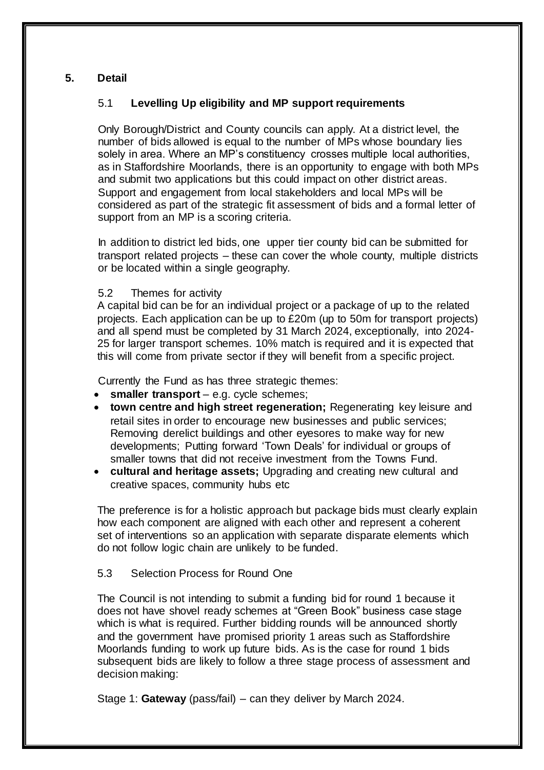## 5. Detail

### 5.1 Levelling Up eligibility and MP support requirements

Only Borough/District and County councils can apply. At a district level, the number of bids allowed is equal to the number of MPs whose boundary lies solely in area. Where an MP's constituency crosses multiple local authorities, as in Staffordshire Moorlands, there is an opportunity to engage with both MPs and submit two applications but this could impact on other district areas. Support and engagement from local stakeholders and local MPs will be considered as part of the strategic fit assessment of bids and a formal letter of support from an MP is a scoring criteria.

In addition to district led bids, one upper tier county bid can be submitted for transport related projects – these can cover the whole county, multiple districts or be located within a single geography.

### 5.2 Themes for activity

A capital bid can be for an individual project or a package of up to the related projects. Each application can be up to £20m (up to 50m for transport projects) and all spend must be completed by 31 March 2024, exceptionally, into 2024-25 for larger transport schemes. 10% match is required and it is expected that this will come from private sector if they will benefit from a specific project.

Currently the Fund as has three strategic themes:

- **smaller transport** – e.g. cycle schemes;
- **town centre and high street regeneration;** Regenerating key leisure and retail sites in order to encourage new businesses and public services; Removing derelict buildings and other eyesores to make way for new developments; Putting forward 'Town Deals' for individual or groups of smaller towns that did not receive investment from the Towns Fund.
- **cultural and heritage assets;** Upgrading and creating new cultural and creative spaces, community hubs etc

The preference is for a holistic approach but package bids must clearly explain how each component are aligned with each other and represent a coherent set of interventions so an application with separate disparate elements which do not follow logic chain are unlikely to be funded.

### 5.3 Selection Process for Round One

The Council is not intending to submit a funding bid for round 1 because it does not have shovel ready schemes at "Green Book" business case stage which is what is required. Further bidding rounds will be announced shortly and the government have promised priority 1 areas such as Staffordshire Moorlands funding to work up future bids. As is the case for round 1 bids subsequent bids are likely to follow a three stage process of assessment and decision making:

Stage 1: **Gateway** (pass/fail) – can they deliver by March 2024.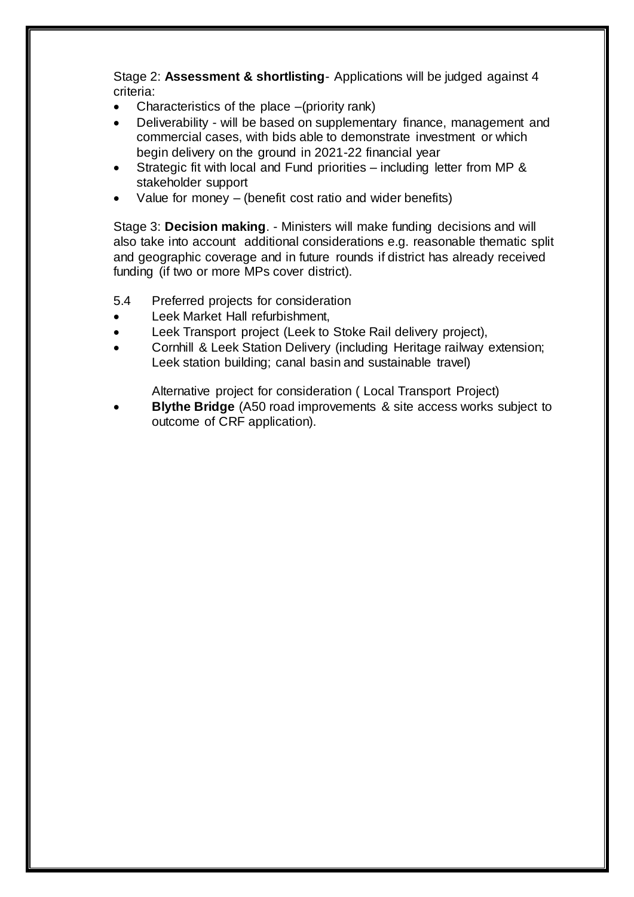Stage 2: **Assessment & shortlisting**- Applications will be judged against 4 criteria:

- Characteristics of the place –(priority rank)
- Deliverability - will be based on supplementary finance, management and commercial cases, with bids able to demonstrate investment or which begin delivery on the ground in 2021-22 financial year
- Strategic fit with local and Fund priorities – including letter from MP & stakeholder support
- Value for money – (benefit cost ratio and wider benefits)

Stage 3: **Decision making**. - Ministers will make funding decisions and will also take into account additional considerations e.g. reasonable thematic split and geographic coverage and in future rounds if district has already received funding (if two or more MPs cover district).

5.4 Preferred projects for consideration

- Leek Market Hall refurbishment,
- Leek Transport project (Leek to Stoke Rail delivery project),
- Cornhill & Leek Station Delivery (including Heritage railway extension; Leek station building; canal basin and sustainable travel)

Alternative project for consideration ( Local Transport Project)

- **Blythe Bridge** (A50 road improvements & site access works subject to outcome of CRF application).